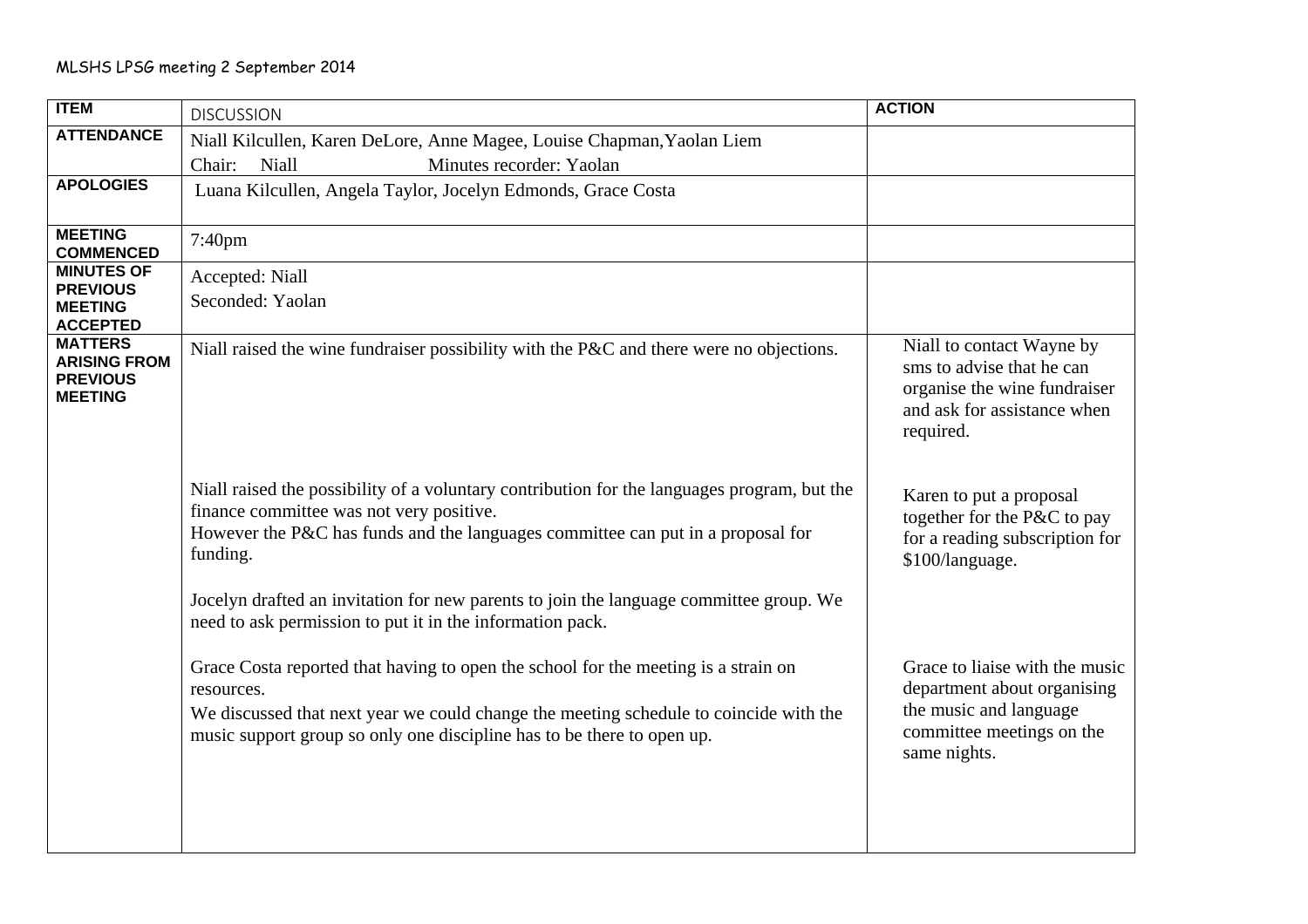MLSHS LPSG meeting 2 September 2014

| ITEM | DISCUSSION | ACTION |
|---|---|---|
| ATTENDANCE | Niall Kilcullen, Karen DeLore, Anne Magee, Louise Chapman,Yaolan Liem<br>Chair: Niall Minutes recorder: Yaolan | |
| APOLOGIES | Luana Kilcullen, Angela Taylor, Jocelyn Edmonds, Grace Costa | |
| MEETING COMMENCED | 7:40pm | |
| MINUTES OF PREVIOUS MEETING ACCEPTED | Accepted: Niall<br>Seconded: Yaolan | |
| MATTERS ARISING FROM PREVIOUS MEETING | Niall raised the wine fundraiser possibility with the P&C and there were no objections. | Niall to contact Wayne by sms to advise that he can organise the wine fundraiser and ask for assistance when required. |
| | Niall raised the possibility of a voluntary contribution for the languages program, but the finance committee was not very positive.<br>However the P&C has funds and the languages committee can put in a proposal for funding.<br><br>Jocelyn drafted an invitation for new parents to join the language committee group. We need to ask permission to put it in the information pack. | Karen to put a proposal together for the P&C to pay for a reading subscription for $100/language. |
| | Grace Costa reported that having to open the school for the meeting is a strain on resources.<br>We discussed that next year we could change the meeting schedule to coincide with the music support group so only one discipline has to be there to open up. | Grace to liaise with the music department about organising the music and language committee meetings on the same nights. |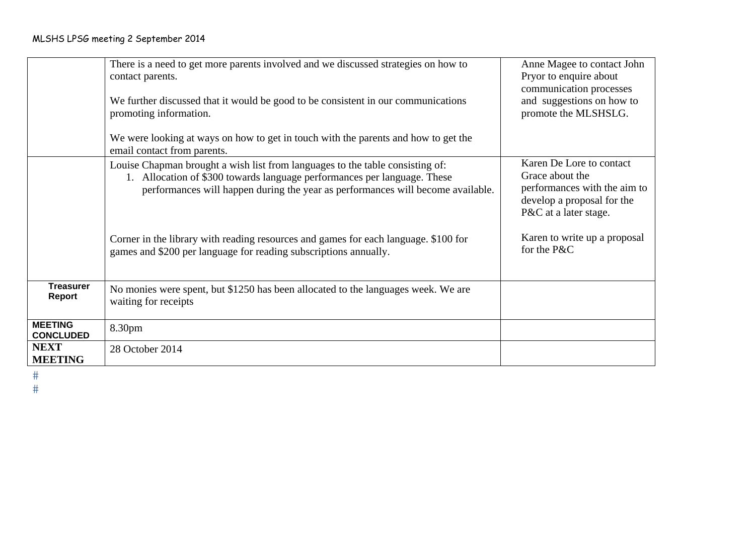| | | |
|---|---|---|
| | There is a need to get more parents involved and we discussed strategies on how to contact parents.<br><br>We further discussed that it would be good to be consistent in our communications promoting information.<br><br>We were looking at ways on how to get in touch with the parents and how to get the email contact from parents. | Anne Magee to contact John Pryor to enquire about communication processes and suggestions on how to promote the MLSHSLG. |
| | Louise Chapman brought a wish list from languages to the table consisting of:<br>1. Allocation of $300 towards language performances per language. These performances will happen during the year as performances will become available.<br><br>Corner in the library with reading resources and games for each language. $100 for games and $200 per language for reading subscriptions annually. | Karen De Lore to contact Grace about the performances with the aim to develop a proposal for the P&C at a later stage.<br><br>Karen to write up a proposal for the P&C |
| **Treasurer Report** | No monies were spent, but $1250 has been allocated to the languages week. We are waiting for receipts | |
| **MEETING CONCLUDED** | 8.30pm | |
| **NEXT MEETING** | 28 October 2014 | |

#
#